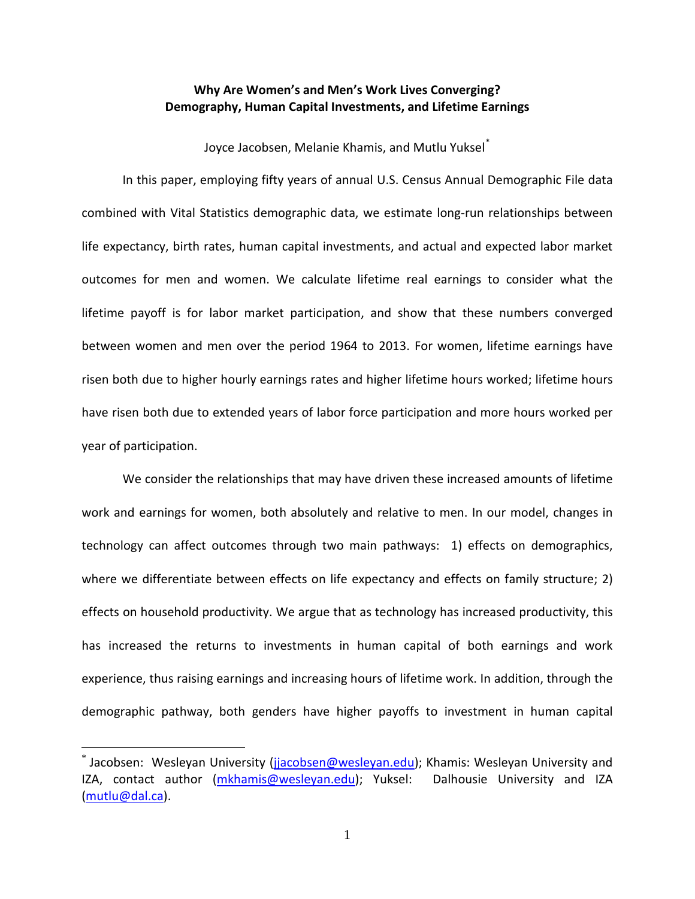# Why Are Women's and Men's Work Lives Converging?
# Demography, Human Capital Investments, and Lifetime Earnings

Joyce Jacobsen, Melanie Khamis, and Mutlu Yuksel[*]

In this paper, employing fifty years of annual U.S. Census Annual Demographic File data combined with Vital Statistics demographic data, we estimate long-run relationships between life expectancy, birth rates, human capital investments, and actual and expected labor market outcomes for men and women. We calculate lifetime real earnings to consider what the lifetime payoff is for labor market participation, and show that these numbers converged between women and men over the period 1964 to 2013. For women, lifetime earnings have risen both due to higher hourly earnings rates and higher lifetime hours worked; lifetime hours have risen both due to extended years of labor force participation and more hours worked per year of participation.

We consider the relationships that may have driven these increased amounts of lifetime work and earnings for women, both absolutely and relative to men. In our model, changes in technology can affect outcomes through two main pathways: 1) effects on demographics, where we differentiate between effects on life expectancy and effects on family structure; 2) effects on household productivity. We argue that as technology has increased productivity, this has increased the returns to investments in human capital of both earnings and work experience, thus raising earnings and increasing hours of lifetime work. In addition, through the demographic pathway, both genders have higher payoffs to investment in human capital

---

[*] Jacobsen: Wesleyan University (jjacobsen@wesleyan.edu); Khamis: Wesleyan University and IZA, contact author (mkhamis@wesleyan.edu); Yuksel: Dalhousie University and IZA (mutlu@dal.ca).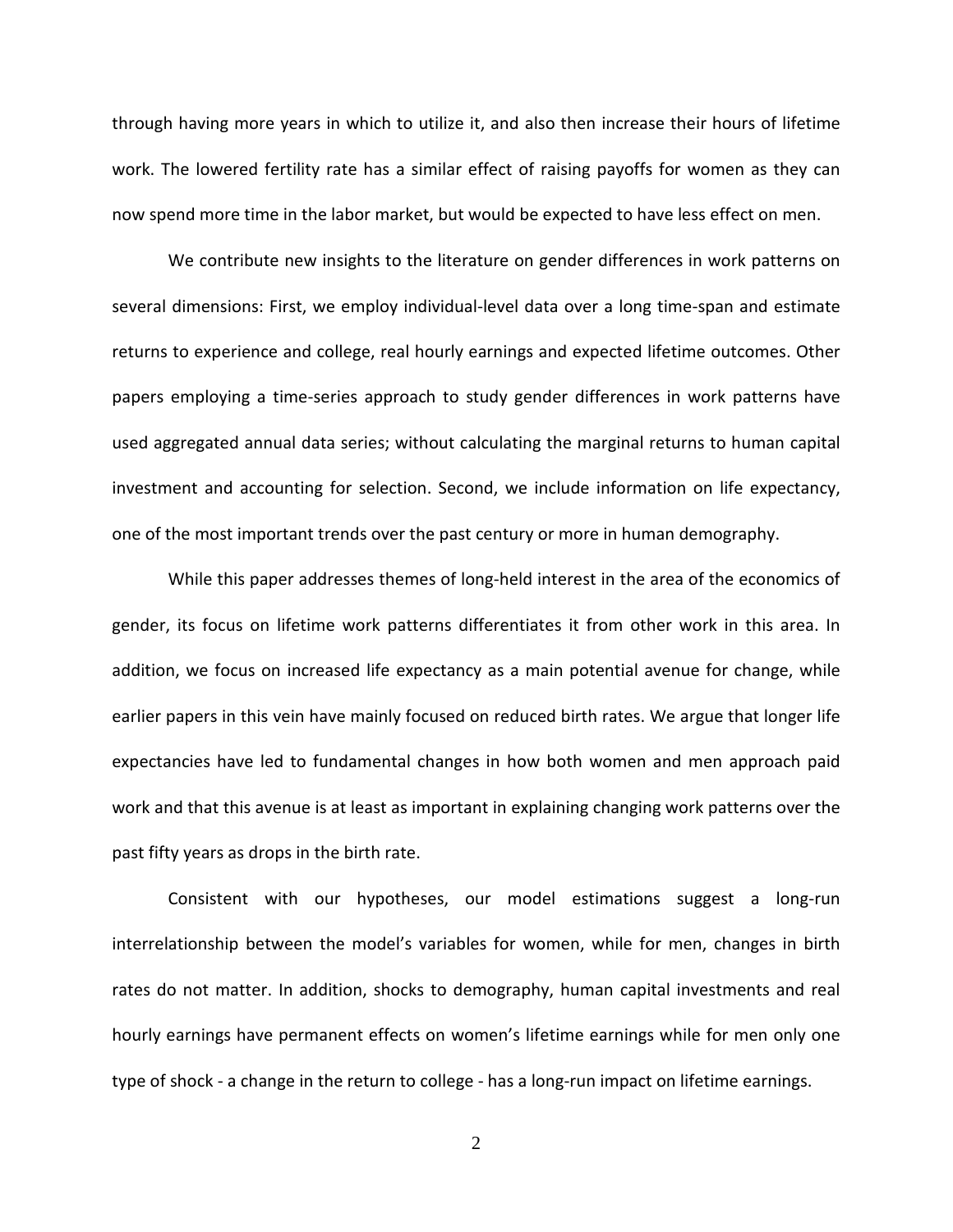through having more years in which to utilize it, and also then increase their hours of lifetime work. The lowered fertility rate has a similar effect of raising payoffs for women as they can now spend more time in the labor market, but would be expected to have less effect on men.

We contribute new insights to the literature on gender differences in work patterns on several dimensions: First, we employ individual-level data over a long time-span and estimate returns to experience and college, real hourly earnings and expected lifetime outcomes. Other papers employing a time-series approach to study gender differences in work patterns have used aggregated annual data series; without calculating the marginal returns to human capital investment and accounting for selection. Second, we include information on life expectancy, one of the most important trends over the past century or more in human demography.

While this paper addresses themes of long-held interest in the area of the economics of gender, its focus on lifetime work patterns differentiates it from other work in this area. In addition, we focus on increased life expectancy as a main potential avenue for change, while earlier papers in this vein have mainly focused on reduced birth rates. We argue that longer life expectancies have led to fundamental changes in how both women and men approach paid work and that this avenue is at least as important in explaining changing work patterns over the past fifty years as drops in the birth rate.

Consistent with our hypotheses, our model estimations suggest a long-run interrelationship between the model's variables for women, while for men, changes in birth rates do not matter. In addition, shocks to demography, human capital investments and real hourly earnings have permanent effects on women's lifetime earnings while for men only one type of shock - a change in the return to college - has a long-run impact on lifetime earnings.